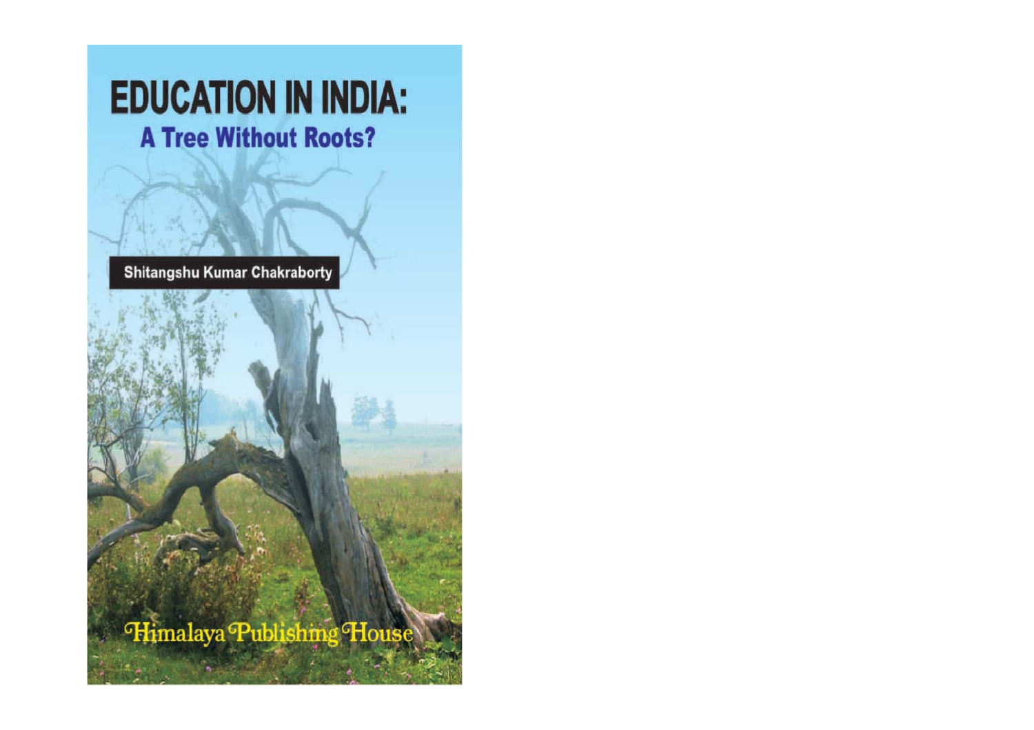# EDUCATION IN INDIA:

## A Tree Without Roots?

Shitangshu Kumar Chakraborty

Himalaya Publishing House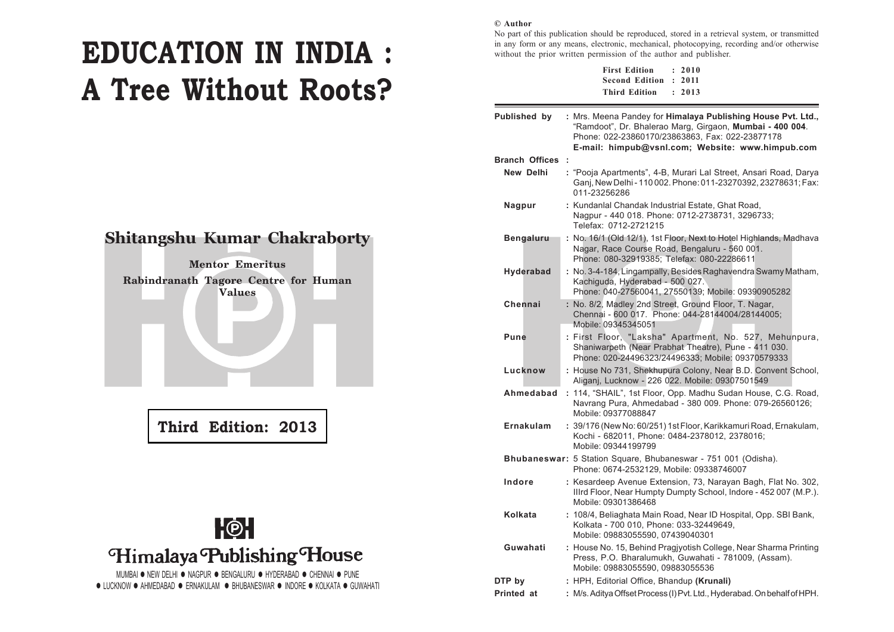# EDUCATION IN INDIA : A Tree Without Roots?

## Shitangshu Kumar Chakraborty

**Mentor Emeritus**

**Rabindranath Tagore Centre for Human Values**

**Third Edition: 2013**

**Himalaya Publishing House**

MUMBAI ● NEW DELHI ● NAGPUR ● BENGALURU ● HYDERABAD ● CHENNAI ● PUNE ● LUCKNOW ● AHMEDABAD ● ERNAKULAM ● BHUBANESWAR ● INDORE ● KOLKATA ● GUWAHATI

---

**© Author**

No part of this publication should be reproduced, stored in a retrieval system, or transmitted in any form or any means, electronic, mechanical, photocopying, recording and/or otherwise without the prior written permission of the author and publisher.

**First Edition : 2010**
**Second Edition : 2011**
**Third Edition : 2013**

**Published by** : Mrs. Meena Pandey for **Himalaya Publishing House Pvt. Ltd.,** "Ramdoot", Dr. Bhalerao Marg, Girgaon, **Mumbai - 400 004**. Phone: 022-23860170/23863863, Fax: 022-23877178 **E-mail: himpub@vsnl.com; Website: www.himpub.com**

**Branch Offices :**

**New Delhi** : "Pooja Apartments", 4-B, Murari Lal Street, Ansari Road, Darya Ganj, New Delhi - 110 002. Phone: 011-23270392, 23278631; Fax: 011-23256286

**Nagpur** : Kundanlal Chandak Industrial Estate, Ghat Road, Nagpur - 440 018. Phone: 0712-2738731, 3296733; Telefax: 0712-2721215

**Bengaluru** : No. 16/1 (Old 12/1), 1st Floor, Next to Hotel Highlands, Madhava Nagar, Race Course Road, Bengaluru - 560 001. Phone: 080-32919385; Telefax: 080-22286611

**Hyderabad** : No. 3-4-184, Lingampally, Besides Raghavendra Swamy Matham, Kachiguda, Hyderabad - 500 027. Phone: 040-27560041, 27550139; Mobile: 09390905282

**Chennai** : No. 8/2, Madley 2nd Street, Ground Floor, T. Nagar, Chennai - 600 017. Phone: 044-28144004/28144005; Mobile: 09345345051

**Pune** : First Floor, "Laksha" Apartment, No. 527, Mehunpura, Shaniwarpeth (Near Prabhat Theatre), Pune - 411 030. Phone: 020-24496323/24496333; Mobile: 09370579333

**Lucknow** : House No 731, Shekhupura Colony, Near B.D. Convent School, Aliganj, Lucknow - 226 022. Mobile: 09307501549

**Ahmedabad** : 114, "SHAIL", 1st Floor, Opp. Madhu Sudan House, C.G. Road, Navrang Pura, Ahmedabad - 380 009. Phone: 079-26560126; Mobile: 09377088847

**Ernakulam** : 39/176 (New No: 60/251) 1st Floor, Karikkamuri Road, Ernakulam, Kochi - 682011, Phone: 0484-2378012, 2378016; Mobile: 09344199799

**Bhubaneswar**: 5 Station Square, Bhubaneswar - 751 001 (Odisha). Phone: 0674-2532129, Mobile: 09338746007

**Indore** : Kesardeep Avenue Extension, 73, Narayan Bagh, Flat No. 302, IIIrd Floor, Near Humpty Dumpty School, Indore - 452 007 (M.P.). Mobile: 09301386468

**Kolkata** : 108/4, Beliaghata Main Road, Near ID Hospital, Opp. SBI Bank, Kolkata - 700 010, Phone: 033-32449649, Mobile: 09883055590, 07439040301

**Guwahati** : House No. 15, Behind Pragjyotish College, Near Sharma Printing Press, P.O. Bharalumukh, Guwahati - 781009, (Assam). Mobile: 09883055590, 09883055536

**DTP by** : HPH, Editorial Office, Bhandup **(Krunali)**

**Printed at** : M/s. Aditya Offset Process (I) Pvt. Ltd., Hyderabad. On behalf of HPH.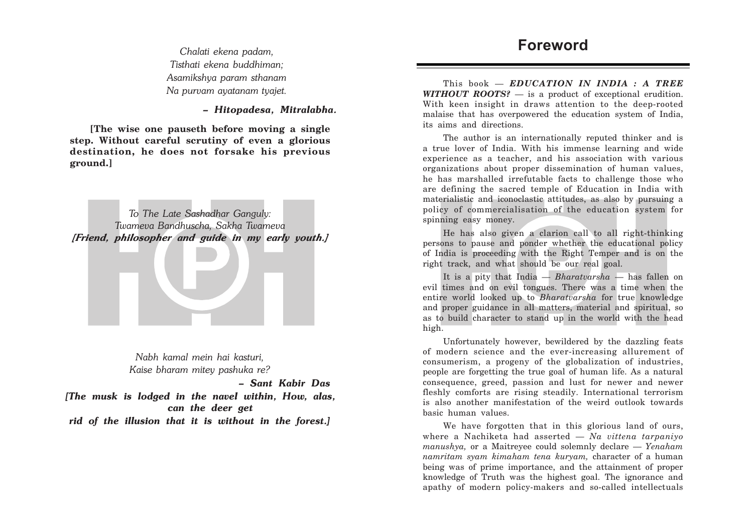*Chalati ekena padam,*
*Tisthati ekena buddhiman;*
*Asamikshya param sthanam*
*Na purvam ayatanam tyajet.*

***– Hitopadesa, Mitralabha.***

**[The wise one pauseth before moving a single step. Without careful scrutiny of even a glorious destination, he does not forsake his previous ground.]**

*To The Late Sashadhar Ganguly:*
*Twameva Bandhuscha, Sakha Twameva*
***[Friend, philosopher and guide in my early youth.]***

*Nabh kamal mein hai kasturi,*
*Kaise bharam mitey pashuka re?*

***– Sant Kabir Das***

***[The musk is lodged in the navel within, How, alas, can the deer get rid of the illusion that it is without in the forest.]***

# Foreword

This book — ***EDUCATION IN INDIA : A TREE WITHOUT ROOTS?*** — is a product of exceptional erudition. With keen insight in draws attention to the deep-rooted malaise that has overpowered the education system of India, its aims and directions.

The author is an internationally reputed thinker and is a true lover of India. With his immense learning and wide experience as a teacher, and his association with various organizations about proper dissemination of human values, he has marshalled irrefutable facts to challenge those who are defining the sacred temple of Education in India with materialistic and iconoclastic attitudes, as also by pursuing a policy of commercialisation of the education system for spinning easy money.

He has also given a clarion call to all right-thinking persons to pause and ponder whether the educational policy of India is proceeding with the Right Temper and is on the right track, and what should be our real goal.

It is a pity that India — *Bharatvarsha* — has fallen on evil times and on evil tongues. There was a time when the entire world looked up to *Bharatvarsha* for true knowledge and proper guidance in all matters, material and spiritual, so as to build character to stand up in the world with the head high.

Unfortunately however, bewildered by the dazzling feats of modern science and the ever-increasing allurement of consumerism, a progeny of the globalization of industries, people are forgetting the true goal of human life. As a natural consequence, greed, passion and lust for newer and newer fleshly comforts are rising steadily. International terrorism is also another manifestation of the weird outlook towards basic human values.

We have forgotten that in this glorious land of ours, where a Nachiketa had asserted — *Na vittena tarpaniyo manushya,* or a Maitreyee could solemnly declare — *Yenaham namritam syam kimaham tena kuryam,* character of a human being was of prime importance, and the attainment of proper knowledge of Truth was the highest goal. The ignorance and apathy of modern policy-makers and so-called intellectuals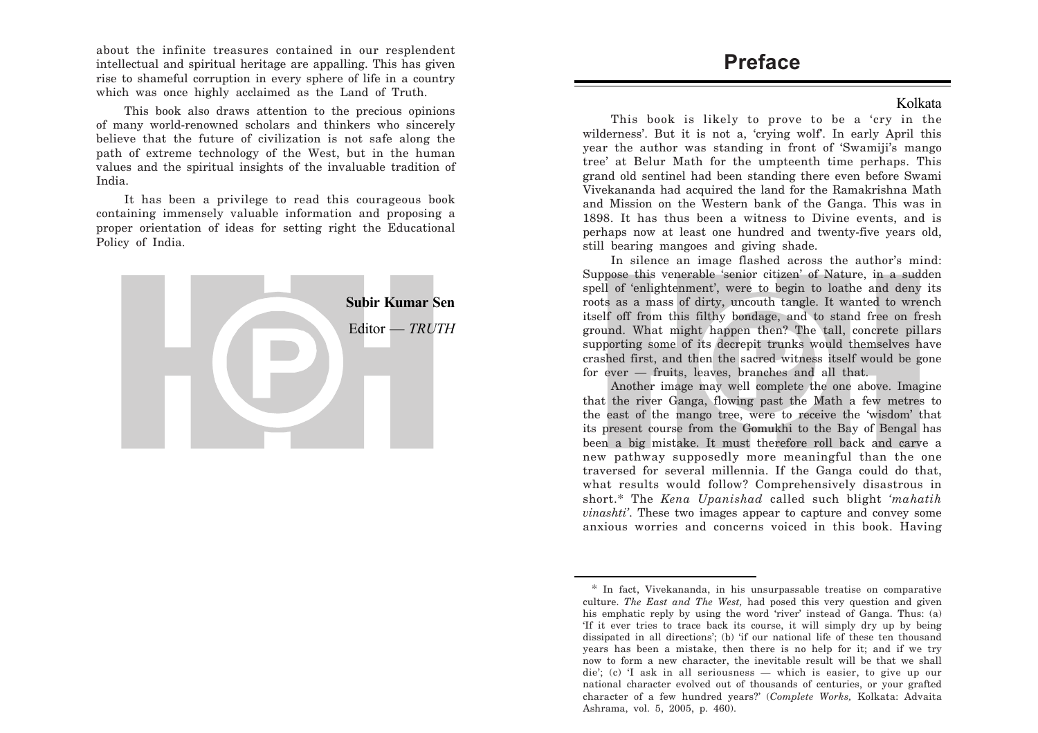about the infinite treasures contained in our resplendent intellectual and spiritual heritage are appalling. This has given rise to shameful corruption in every sphere of life in a country which was once highly acclaimed as the Land of Truth.

This book also draws attention to the precious opinions of many world-renowned scholars and thinkers who sincerely believe that the future of civilization is not safe along the path of extreme technology of the West, but in the human values and the spiritual insights of the invaluable tradition of India.

It has been a privilege to read this courageous book containing immensely valuable information and proposing a proper orientation of ideas for setting right the Educational Policy of India.

**Subir Kumar Sen**

Editor — *TRUTH*

# Preface

Kolkata

This book is likely to prove to be a 'cry in the wilderness'. But it is not a, 'crying wolf'. In early April this year the author was standing in front of 'Swamiji's mango tree' at Belur Math for the umpteenth time perhaps. This grand old sentinel had been standing there even before Swami Vivekananda had acquired the land for the Ramakrishna Math and Mission on the Western bank of the Ganga. This was in 1898. It has thus been a witness to Divine events, and is perhaps now at least one hundred and twenty-five years old, still bearing mangoes and giving shade.

In silence an image flashed across the author's mind: Suppose this venerable 'senior citizen' of Nature, in a sudden spell of 'enlightenment', were to begin to loathe and deny its roots as a mass of dirty, uncouth tangle. It wanted to wrench itself off from this filthy bondage, and to stand free on fresh ground. What might happen then? The tall, concrete pillars supporting some of its decrepit trunks would themselves have crashed first, and then the sacred witness itself would be gone for ever — fruits, leaves, branches and all that.

Another image may well complete the one above. Imagine that the river Ganga, flowing past the Math a few metres to the east of the mango tree, were to receive the 'wisdom' that its present course from the Gomukhi to the Bay of Bengal has been a big mistake. It must therefore roll back and carve a new pathway supposedly more meaningful than the one traversed for several millennia. If the Ganga could do that, what results would follow? Comprehensively disastrous in short.* The *Kena Upanishad* called such blight *'mahatih vinashti'*. These two images appear to capture and convey some anxious worries and concerns voiced in this book. Having

---

\* In fact, Vivekananda, in his unsurpassable treatise on comparative culture. *The East and The West,* had posed this very question and given his emphatic reply by using the word 'river' instead of Ganga. Thus: (a) 'If it ever tries to trace back its course, it will simply dry up by being dissipated in all directions'; (b) 'if our national life of these ten thousand years has been a mistake, then there is no help for it; and if we try now to form a new character, the inevitable result will be that we shall die'; (c) 'I ask in all seriousness — which is easier, to give up our national character evolved out of thousands of centuries, or your grafted character of a few hundred years?' (*Complete Works,* Kolkata: Advaita Ashrama, vol. 5, 2005, p. 460).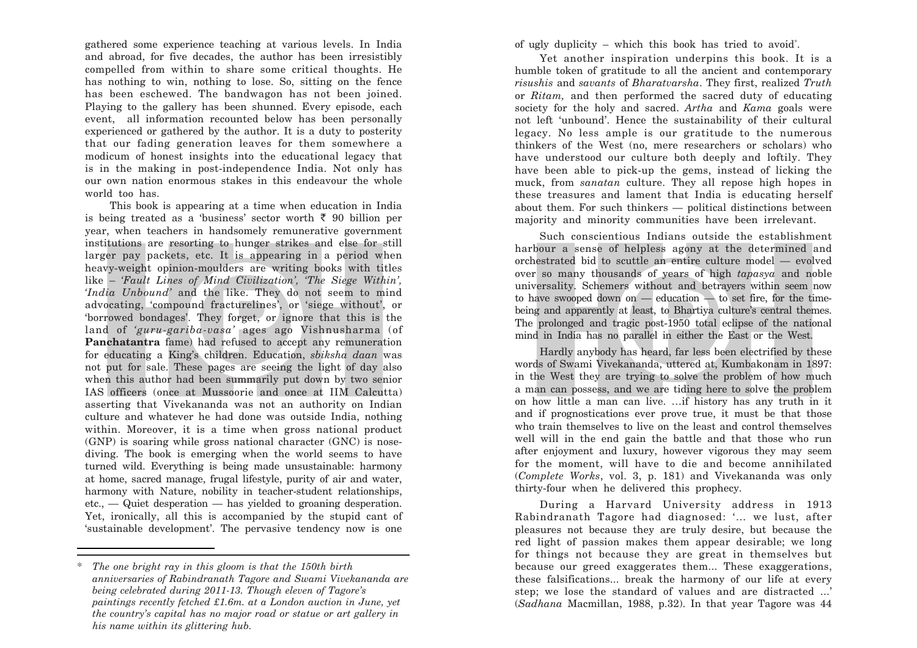gathered some experience teaching at various levels. In India and abroad, for five decades, the author has been irresistibly compelled from within to share some critical thoughts. He has nothing to win, nothing to lose. So, sitting on the fence has been eschewed. The bandwagon has not been joined. Playing to the gallery has been shunned. Every episode, each event, all information recounted below has been personally experienced or gathered by the author. It is a duty to posterity that our fading generation leaves for them somewhere a modicum of honest insights into the educational legacy that is in the making in post-independence India. Not only has our own nation enormous stakes in this endeavour the whole world too has.

This book is appearing at a time when education in India is being treated as a 'business' sector worth ₹ 90 billion per year, when teachers in handsomely remunerative government institutions are resorting to hunger strikes and else for still larger pay packets, etc. It is appearing in a period when heavy-weight opinion-moulders are writing books with titles like – *'Fault Lines of Mind Civilization', 'The Siege Within', 'India Unbound'* and the like. They do not seem to mind advocating, 'compound fracturelines', or 'siege without', or 'borrowed bondages'. They forget, or ignore that this is the land of *'guru-gariba-vasa'* ages ago Vishnusharma (of **Panchatantra** fame) had refused to accept any remuneration for educating a King's children. Education, *sbiksha daan* was not put for sale. These pages are seeing the light of day also when this author had been summarily put down by two senior IAS officers (once at Mussoorie and once at IIM Calcutta) asserting that Vivekananda was not an authority on Indian culture and whatever he had done was outside India, nothing within. Moreover, it is a time when gross national product (GNP) is soaring while gross national character (GNC) is nose-diving. The book is emerging when the world seems to have turned wild. Everything is being made unsustainable: harmony at home, sacred manage, frugal lifestyle, purity of air and water, harmony with Nature, nobility in teacher-student relationships, etc., — Quiet desperation — has yielded to groaning desperation. Yet, ironically, all this is accompanied by the stupid cant of 'sustainable development'. The pervasive tendency now is one of ugly duplicity – which this book has tried to avoid*.

Yet another inspiration underpins this book. It is a humble token of gratitude to all the ancient and contemporary *risushis* and *savants* of *Bharatvarsha*. They first, realized *Truth* or *Ritam,* and then performed the sacred duty of educating society for the holy and sacred. *Artha* and *Kama* goals were not left 'unbound'. Hence the sustainability of their cultural legacy. No less ample is our gratitude to the numerous thinkers of the West (no, mere researchers or scholars) who have understood our culture both deeply and loftily. They have been able to pick-up the gems, instead of licking the muck, from *sanatan* culture. They all repose high hopes in these treasures and lament that India is educating herself about them. For such thinkers — political distinctions between majority and minority communities have been irrelevant.

Such conscientious Indians outside the establishment harbour a sense of helpless agony at the determined and orchestrated bid to scuttle an entire culture model — evolved over so many thousands of years of high *tapasya* and noble universality. Schemers without and betrayers within seem now to have swooped down on — education — to set fire, for the time-being and apparently at least, to Bhartiya culture's central themes. The prolonged and tragic post-1950 total eclipse of the national mind in India has no parallel in either the East or the West.

Hardly anybody has heard, far less been electrified by these words of Swami Vivekananda, uttered at, Kumbakonam in 1897: in the West they are trying to solve the problem of how much a man can possess, and we are tiding here to solve the problem on how little a man can live. …if history has any truth in it and if prognostications ever prove true, it must be that those who train themselves to live on the least and control themselves well will in the end gain the battle and that those who run after enjoyment and luxury, however vigorous they may seem for the moment, will have to die and become annihilated (*Complete Works*, vol. 3, p. 181) and Vivekananda was only thirty-four when he delivered this prophecy.

During a Harvard University address in 1913 Rabindranath Tagore had diagnosed: '... we lust, after pleasures not because they are truly desire, but because the red light of passion makes them appear desirable; we long for things not because they are great in themselves but because our greed exaggerates them... These exaggerations, these falsifications... break the harmony of our life at every step; we lose the standard of values and are distracted ...' (*Sadhana* Macmillan, 1988, p.32). In that year Tagore was 44

---

\* *The one bright ray in this gloom is that the 150th birth anniversaries of Rabindranath Tagore and Swami Vivekananda are being celebrated during 2011-13. Though eleven of Tagore's paintings recently fetched £1.6m. at a London auction in June, yet the country's capital has no major road or statue or art gallery in his name within its glittering hub.*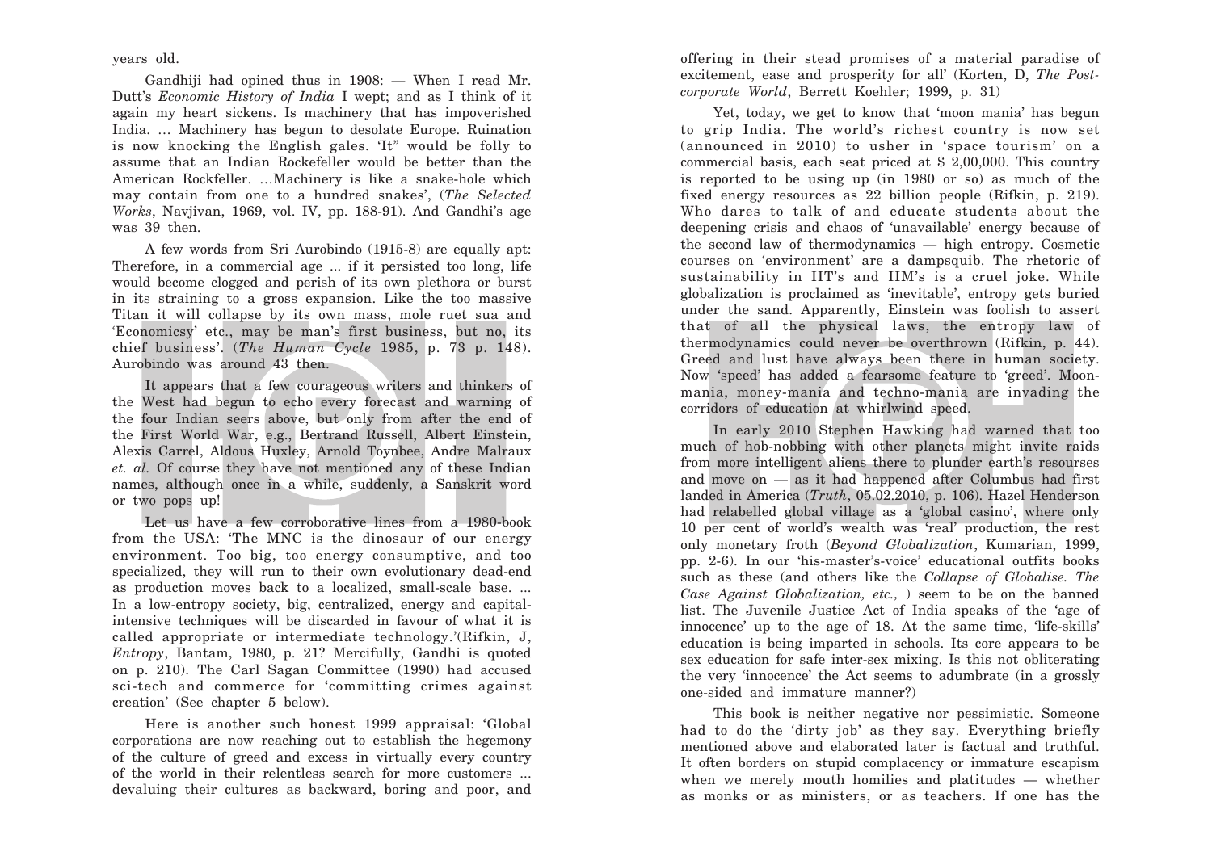years old.

Gandhiji had opined thus in 1908: — When I read Mr. Dutt's *Economic History of India* I wept; and as I think of it again my heart sickens. Is machinery that has impoverished India. ... Machinery has begun to desolate Europe. Ruination is now knocking the English gales. 'It" would be folly to assume that an Indian Rockefeller would be better than the American Rockfeller. ...Machinery is like a snake-hole which may contain from one to a hundred snakes', (*The Selected Works*, Navjivan, 1969, vol. IV, pp. 188-91). And Gandhi's age was 39 then.

A few words from Sri Aurobindo (1915-8) are equally apt: Therefore, in a commercial age ... if it persisted too long, life would become clogged and perish of its own plethora or burst in its straining to a gross expansion. Like the too massive Titan it will collapse by its own mass, mole ruet sua and 'Economicsy' etc., may be man's first business, but no, its chief business'. (*The Human Cycle* 1985, p. 73 p. 148). Aurobindo was around 43 then.

It appears that a few courageous writers and thinkers of the West had begun to echo every forecast and warning of the four Indian seers above, but only from after the end of the First World War, e.g., Bertrand Russell, Albert Einstein, Alexis Carrel, Aldous Huxley, Arnold Toynbee, Andre Malraux *et. al.* Of course they have not mentioned any of these Indian names, although once in a while, suddenly, a Sanskrit word or two pops up!

Let us have a few corroborative lines from a 1980-book from the USA: 'The MNC is the dinosaur of our energy environment. Too big, too energy consumptive, and too specialized, they will run to their own evolutionary dead-end as production moves back to a localized, small-scale base. ... In a low-entropy society, big, centralized, energy and capital-intensive techniques will be discarded in favour of what it is called appropriate or intermediate technology.'(Rifkin, J, *Entropy*, Bantam, 1980, p. 21? Mercifully, Gandhi is quoted on p. 210). The Carl Sagan Committee (1990) had accused sci-tech and commerce for 'committing crimes against creation' (See chapter 5 below).

Here is another such honest 1999 appraisal: 'Global corporations are now reaching out to establish the hegemony of the culture of greed and excess in virtually every country of the world in their relentless search for more customers ... devaluing their cultures as backward, boring and poor, and offering in their stead promises of a material paradise of excitement, ease and prosperity for all' (Korten, D, *The Post-corporate World*, Berrett Koehler; 1999, p. 31)

Yet, today, we get to know that 'moon mania' has begun to grip India. The world's richest country is now set (announced in 2010) to usher in 'space tourism' on a commercial basis, each seat priced at $ 2,00,000. This country is reported to be using up (in 1980 or so) as much of the fixed energy resources as 22 billion people (Rifkin, p. 219). Who dares to talk of and educate students about the deepening crisis and chaos of 'unavailable' energy because of the second law of thermodynamics — high entropy. Cosmetic courses on 'environment' are a dampsquib. The rhetoric of sustainability in IIT's and IIM's is a cruel joke. While globalization is proclaimed as 'inevitable', entropy gets buried under the sand. Apparently, Einstein was foolish to assert that of all the physical laws, the entropy law of thermodynamics could never be overthrown (Rifkin, p. 44). Greed and lust have always been there in human society. Now 'speed' has added a fearsome feature to 'greed'. Moon-mania, money-mania and techno-mania are invading the corridors of education at whirlwind speed.

In early 2010 Stephen Hawking had warned that too much of hob-nobbing with other planets might invite raids from more intelligent aliens there to plunder earth's resourses and move on — as it had happened after Columbus had first landed in America (*Truth*, 05.02.2010, p. 106). Hazel Henderson had relabelled global village as a 'global casino', where only 10 per cent of world's wealth was 'real' production, the rest only monetary froth (*Beyond Globalization*, Kumarian, 1999, pp. 2-6). In our 'his-master's-voice' educational outfits books such as these (and others like the *Collapse of Globalise. The Case Against Globalization, etc.,* ) seem to be on the banned list. The Juvenile Justice Act of India speaks of the 'age of innocence' up to the age of 18. At the same time, 'life-skills' education is being imparted in schools. Its core appears to be sex education for safe inter-sex mixing. Is this not obliterating the very 'innocence' the Act seems to adumbrate (in a grossly one-sided and immature manner?)

This book is neither negative nor pessimistic. Someone had to do the 'dirty job' as they say. Everything briefly mentioned above and elaborated later is factual and truthful. It often borders on stupid complacency or immature escapism when we merely mouth homilies and platitudes — whether as monks or as ministers, or as teachers. If one has the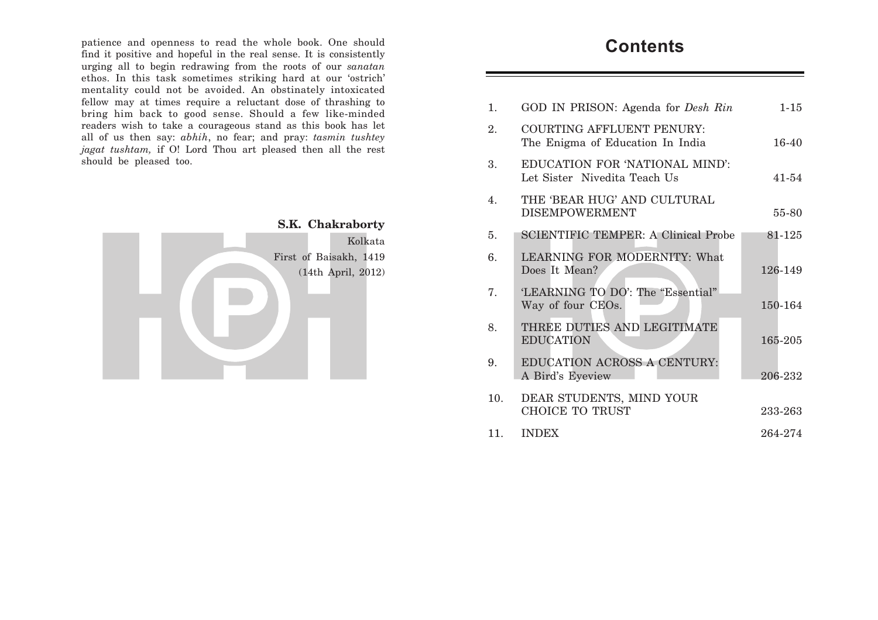patience and openness to read the whole book. One should find it positive and hopeful in the real sense. It is consistently urging all to begin redrawing from the roots of our *sanatan* ethos. In this task sometimes striking hard at our 'ostrich' mentality could not be avoided. An obstinately intoxicated fellow may at times require a reluctant dose of thrashing to bring him back to good sense. Should a few like-minded readers wish to take a courageous stand as this book has let all of us then say: *abhih*, no fear; and pray: *tasmin tushtey jagat tushtam,* if O! Lord Thou art pleased then all the rest should be pleased too.

**S.K. Chakraborty**

Kolkata

First of Baisakh, 1419

(14th April, 2012)

# Contents

| | | |
|---|---|---|
| 1. | GOD IN PRISON: Agenda for *Desh Rin* | 1-15 |
| 2. | COURTING AFFLUENT PENURY: The Enigma of Education In India | 16-40 |
| 3. | EDUCATION FOR 'NATIONAL MIND': Let Sister Nivedita Teach Us | 41-54 |
| 4. | THE 'BEAR HUG' AND CULTURAL DISEMPOWERMENT | 55-80 |
| 5. | SCIENTIFIC TEMPER: A Clinical Probe | 81-125 |
| 6. | LEARNING FOR MODERNITY: What Does It Mean? | 126-149 |
| 7. | 'LEARNING TO DO': The "Essential" Way of four CEOs. | 150-164 |
| 8. | THREE DUTIES AND LEGITIMATE EDUCATION | 165-205 |
| 9. | EDUCATION ACROSS A CENTURY: A Bird's Eyeview | 206-232 |
| 10. | DEAR STUDENTS, MIND YOUR CHOICE TO TRUST | 233-263 |
| 11. | INDEX | 264-274 |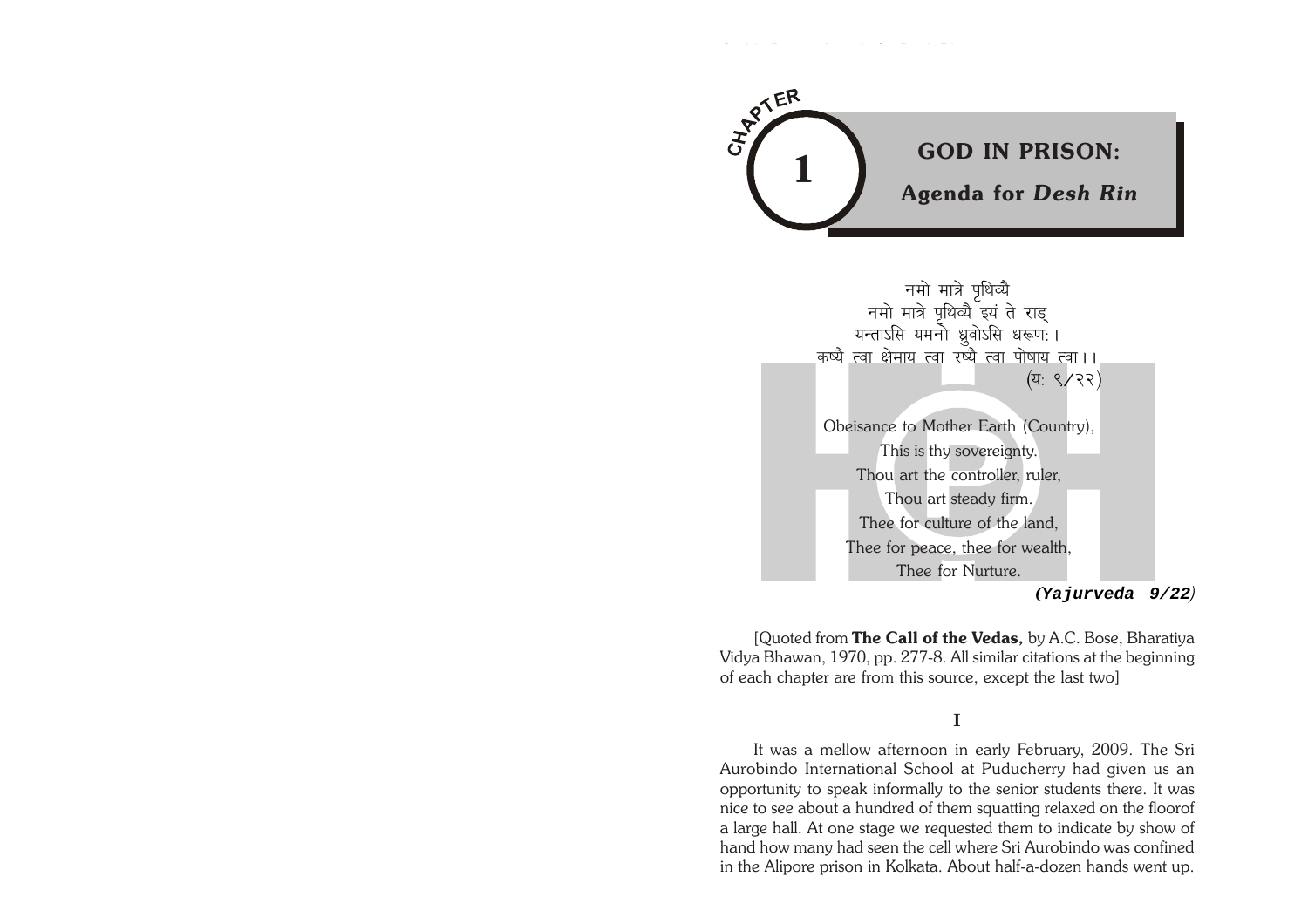# CHAPTER 1

## GOD IN PRISON:

## Agenda for *Desh Rin*

नमो मात्रे पृथिव्यै  
नमो मात्रे पृथिव्यै इयं ते राड्  
यन्ताऽसि यमनो ध्रुवोऽसि धरूणः।  
कृष्यै त्वा क्षेमाय त्वा रय्यै त्वा पोषाय त्वा।।  
(यः ९/२२)

Obeisance to Mother Earth (Country),  
This is thy sovereignty.  
Thou art the controller, ruler,  
Thou art steady firm.  
Thee for culture of the land,  
Thee for peace, thee for wealth,  
Thee for Nurture.

***(Yajurveda 9/22)***

[Quoted from **The Call of the Vedas,** by A.C. Bose, Bharatiya Vidya Bhawan, 1970, pp. 277-8. All similar citations at the beginning of each chapter are from this source, except the last two]

### I

It was a mellow afternoon in early February, 2009. The Sri Aurobindo International School at Puducherry had given us an opportunity to speak informally to the senior students there. It was nice to see about a hundred of them squatting relaxed on the floorof a large hall. At one stage we requested them to indicate by show of hand how many had seen the cell where Sri Aurobindo was confined in the Alipore prison in Kolkata. About half-a-dozen hands went up.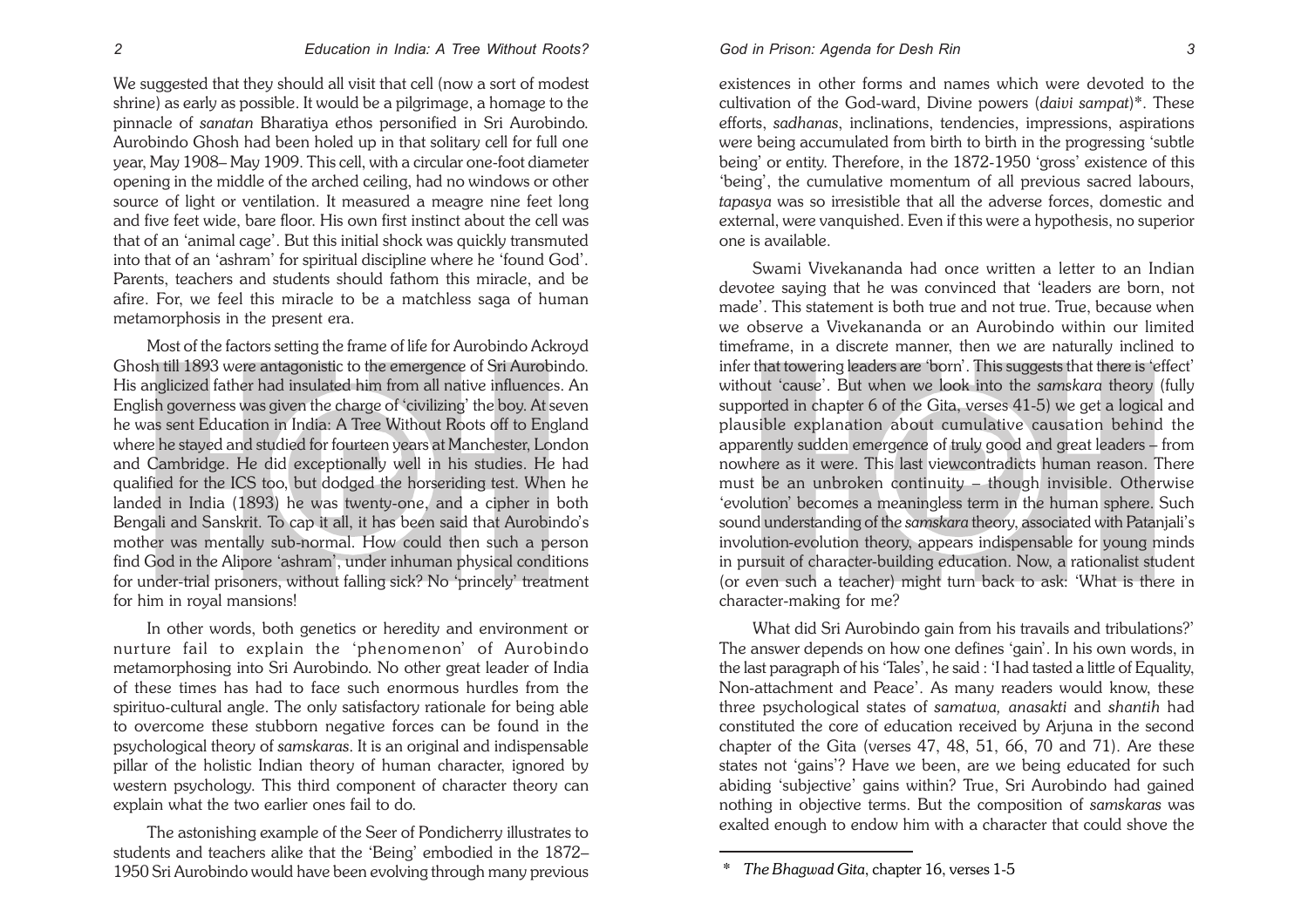We suggested that they should all visit that cell (now a sort of modest shrine) as early as possible. It would be a pilgrimage, a homage to the pinnacle of *sanatan* Bharatiya ethos personified in Sri Aurobindo. Aurobindo Ghosh had been holed up in that solitary cell for full one year, May 1908– May 1909. This cell, with a circular one-foot diameter opening in the middle of the arched ceiling, had no windows or other source of light or ventilation. It measured a meagre nine feet long and five feet wide, bare floor. His own first instinct about the cell was that of an 'animal cage'. But this initial shock was quickly transmuted into that of an 'ashram' for spiritual discipline where he 'found God'. Parents, teachers and students should fathom this miracle, and be afire. For, we feel this miracle to be a matchless saga of human metamorphosis in the present era.

Most of the factors setting the frame of life for Aurobindo Ackroyd Ghosh till 1893 were antagonistic to the emergence of Sri Aurobindo. His anglicized father had insulated him from all native influences. An English governess was given the charge of 'civilizing' the boy. At seven he was sent Education in India: A Tree Without Roots off to England where he stayed and studied for fourteen years at Manchester, London and Cambridge. He did exceptionally well in his studies. He had qualified for the ICS too, but dodged the horseriding test. When he landed in India (1893) he was twenty-one, and a cipher in both Bengali and Sanskrit. To cap it all, it has been said that Aurobindo's mother was mentally sub-normal. How could then such a person find God in the Alipore 'ashram', under inhuman physical conditions for under-trial prisoners, without falling sick? No 'princely' treatment for him in royal mansions!

In other words, both genetics or heredity and environment or nurture fail to explain the 'phenomenon' of Aurobindo metamorphosing into Sri Aurobindo. No other great leader of India of these times has had to face such enormous hurdles from the spirituo-cultural angle. The only satisfactory rationale for being able to overcome these stubborn negative forces can be found in the psychological theory of *samskaras*. It is an original and indispensable pillar of the holistic Indian theory of human character, ignored by western psychology. This third component of character theory can explain what the two earlier ones fail to do.

The astonishing example of the Seer of Pondicherry illustrates to students and teachers alike that the 'Being' embodied in the 1872–1950 Sri Aurobindo would have been evolving through many previous existences in other forms and names which were devoted to the cultivation of the God-ward, Divine powers (*daivi sampat*)*. These efforts, *sadhanas*, inclinations, tendencies, impressions, aspirations were being accumulated from birth to birth in the progressing 'subtle being' or entity. Therefore, in the 1872-1950 'gross' existence of this 'being', the cumulative momentum of all previous sacred labours, *tapasya* was so irresistible that all the adverse forces, domestic and external, were vanquished. Even if this were a hypothesis, no superior one is available.

Swami Vivekananda had once written a letter to an Indian devotee saying that he was convinced that 'leaders are born, not made'. This statement is both true and not true. True, because when we observe a Vivekananda or an Aurobindo within our limited timeframe, in a discrete manner, then we are naturally inclined to infer that towering leaders are 'born'. This suggests that there is 'effect' without 'cause'. But when we look into the *samskara* theory (fully supported in chapter 6 of the Gita, verses 41-5) we get a logical and plausible explanation about cumulative causation behind the apparently sudden emergence of truly good and great leaders – from nowhere as it were. This last viewcontradicts human reason. There must be an unbroken continuity – though invisible. Otherwise 'evolution' becomes a meaningless term in the human sphere. Such sound understanding of the *samskara* theory, associated with Patanjali's involution-evolution theory, appears indispensable for young minds in pursuit of character-building education. Now, a rationalist student (or even such a teacher) might turn back to ask: 'What is there in character-making for me?

What did Sri Aurobindo gain from his travails and tribulations?' The answer depends on how one defines 'gain'. In his own words, in the last paragraph of his 'Tales', he said : 'I had tasted a little of Equality, Non-attachment and Peace'. As many readers would know, these three psychological states of *samatwa, anasakti* and *shantih* had constituted the core of education received by Arjuna in the second chapter of the Gita (verses 47, 48, 51, 66, 70 and 71). Are these states not 'gains'? Have we been, are we being educated for such abiding 'subjective' gains within? True, Sri Aurobindo had gained nothing in objective terms. But the composition of *samskaras* was exalted enough to endow him with a character that could shove the

---

\* *The Bhagwad Gita*, chapter 16, verses 1-5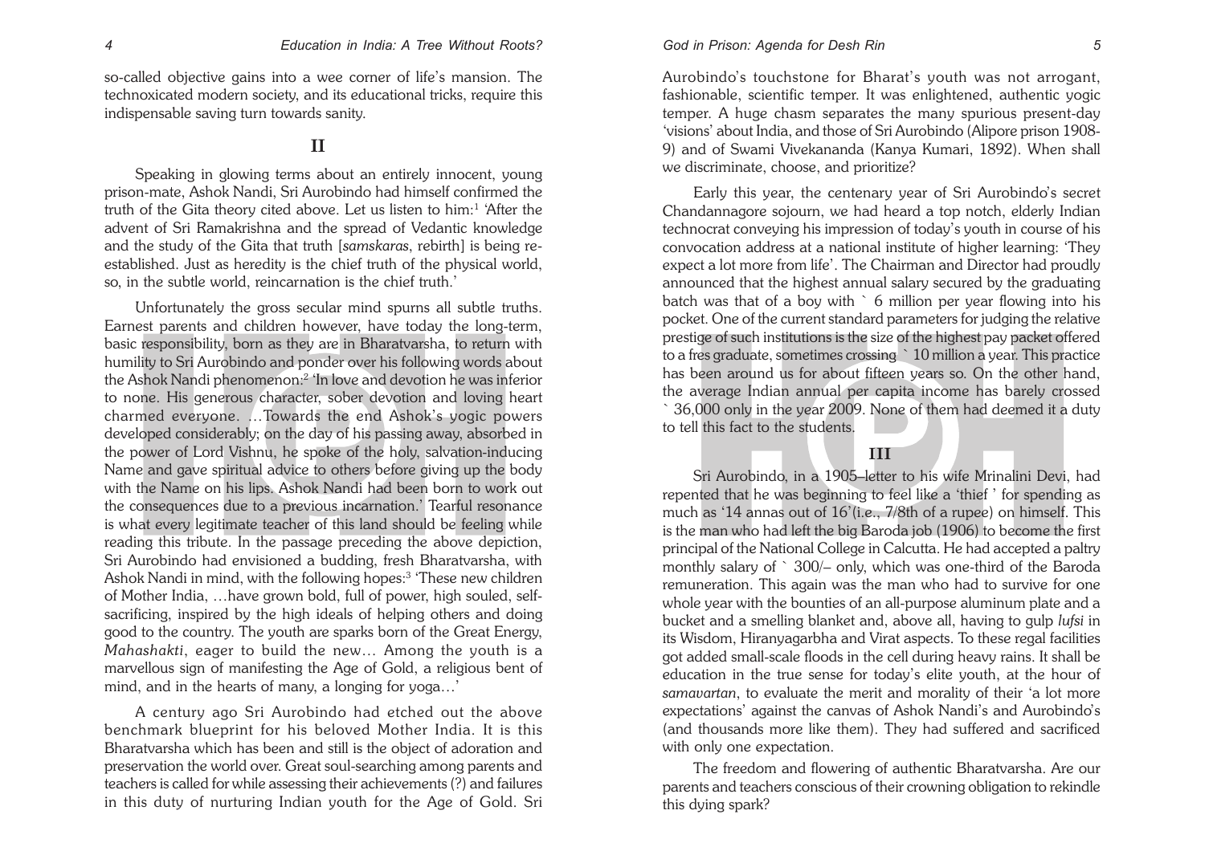so-called objective gains into a wee corner of life's mansion. The technoxicated modern society, and its educational tricks, require this indispensable saving turn towards sanity.

## II

Speaking in glowing terms about an entirely innocent, young prison-mate, Ashok Nandi, Sri Aurobindo had himself confirmed the truth of the Gita theory cited above. Let us listen to him:[1] 'After the advent of Sri Ramakrishna and the spread of Vedantic knowledge and the study of the Gita that truth [*samskaras*, rebirth] is being re-established. Just as heredity is the chief truth of the physical world, so, in the subtle world, reincarnation is the chief truth.'

Unfortunately the gross secular mind spurns all subtle truths. Earnest parents and children however, have today the long-term, basic responsibility, born as they are in Bharatvarsha, to return with humility to Sri Aurobindo and ponder over his following words about the Ashok Nandi phenomenon:[2] 'In love and devotion he was inferior to none. His generous character, sober devotion and loving heart charmed everyone. …Towards the end Ashok's yogic powers developed considerably; on the day of his passing away, absorbed in the power of Lord Vishnu, he spoke of the holy, salvation-inducing Name and gave spiritual advice to others before giving up the body with the Name on his lips. Ashok Nandi had been born to work out the consequences due to a previous incarnation.' Tearful resonance is what every legitimate teacher of this land should be feeling while reading this tribute. In the passage preceding the above depiction, Sri Aurobindo had envisioned a budding, fresh Bharatvarsha, with Ashok Nandi in mind, with the following hopes:[3] 'These new children of Mother India, …have grown bold, full of power, high souled, self-sacrificing, inspired by the high ideals of helping others and doing good to the country. The youth are sparks born of the Great Energy, *Mahashakti*, eager to build the new… Among the youth is a marvellous sign of manifesting the Age of Gold, a religious bent of mind, and in the hearts of many, a longing for yoga…'

A century ago Sri Aurobindo had etched out the above benchmark blueprint for his beloved Mother India. It is this Bharatvarsha which has been and still is the object of adoration and preservation the world over. Great soul-searching among parents and teachers is called for while assessing their achievements (?) and failures in this duty of nurturing Indian youth for the Age of Gold. Sri Aurobindo's touchstone for Bharat's youth was not arrogant, fashionable, scientific temper. It was enlightened, authentic yogic temper. A huge chasm separates the many spurious present-day 'visions' about India, and those of Sri Aurobindo (Alipore prison 1908-9) and of Swami Vivekananda (Kanya Kumari, 1892). When shall we discriminate, choose, and prioritize?

Early this year, the centenary year of Sri Aurobindo's secret Chandannagore sojourn, we had heard a top notch, elderly Indian technocrat conveying his impression of today's youth in course of his convocation address at a national institute of higher learning: 'They expect a lot more from life'. The Chairman and Director had proudly announced that the highest annual salary secured by the graduating batch was that of a boy with ` 6 million per year flowing into his pocket. One of the current standard parameters for judging the relative prestige of such institutions is the size of the highest pay packet offered to a fres graduate, sometimes crossing ` 10 million a year. This practice has been around us for about fifteen years so. On the other hand, the average Indian annual per capita income has barely crossed ` 36,000 only in the year 2009. None of them had deemed it a duty to tell this fact to the students.

## III

Sri Aurobindo, in a 1905–letter to his wife Mrinalini Devi, had repented that he was beginning to feel like a 'thief ' for spending as much as '14 annas out of 16'(i.e., 7/8th of a rupee) on himself. This is the man who had left the big Baroda job (1906) to become the first principal of the National College in Calcutta. He had accepted a paltry monthly salary of ` 300/– only, which was one-third of the Baroda remuneration. This again was the man who had to survive for one whole year with the bounties of an all-purpose aluminum plate and a bucket and a smelling blanket and, above all, having to gulp *lufsi* in its Wisdom, Hiranyagarbha and Virat aspects. To these regal facilities got added small-scale floods in the cell during heavy rains. It shall be education in the true sense for today's elite youth, at the hour of *samavartan*, to evaluate the merit and morality of their 'a lot more expectations' against the canvas of Ashok Nandi's and Aurobindo's (and thousands more like them). They had suffered and sacrificed with only one expectation.

The freedom and flowering of authentic Bharatvarsha. Are our parents and teachers conscious of their crowning obligation to rekindle this dying spark?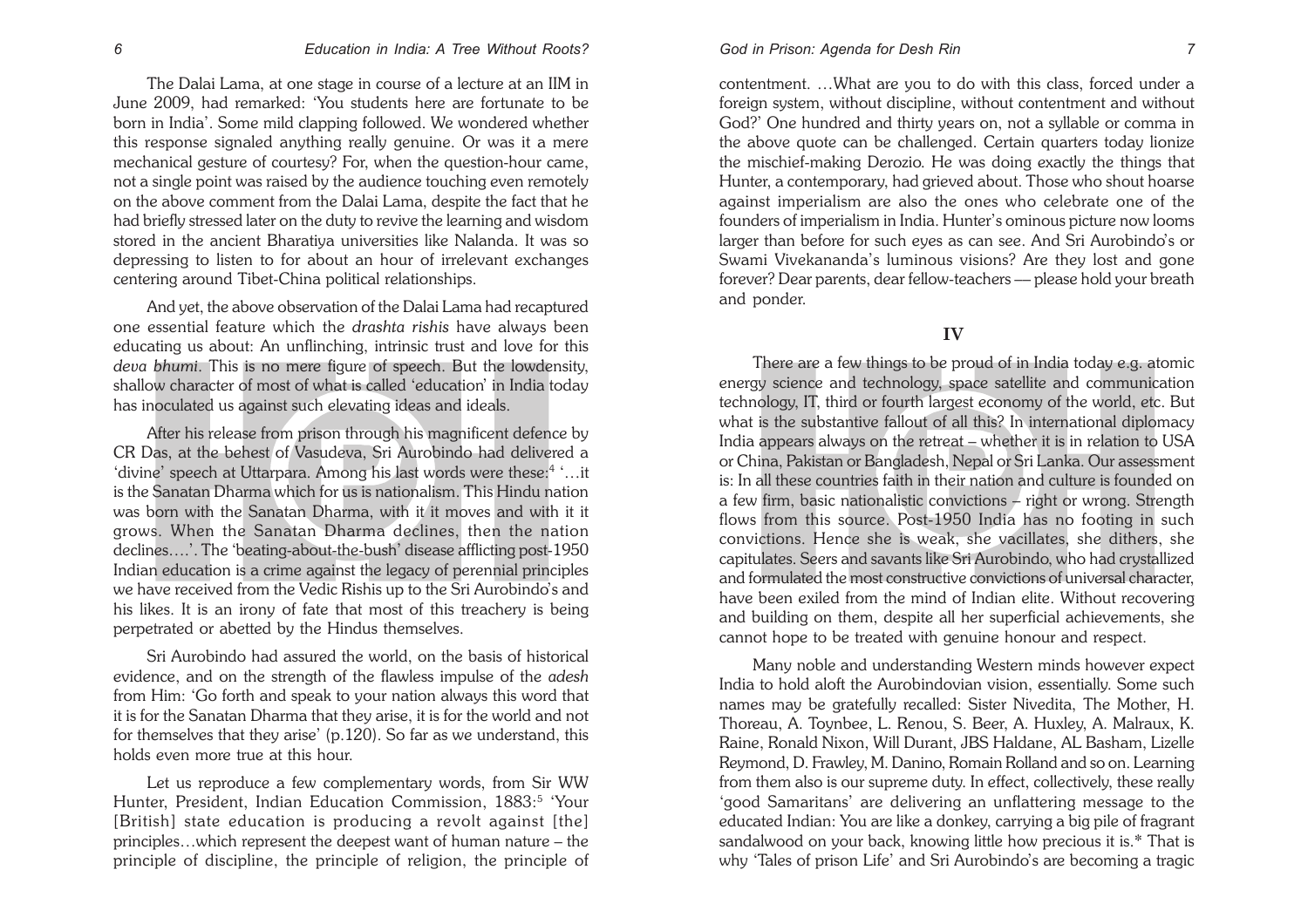The Dalai Lama, at one stage in course of a lecture at an IIM in June 2009, had remarked: 'You students here are fortunate to be born in India'. Some mild clapping followed. We wondered whether this response signaled anything really genuine. Or was it a mere mechanical gesture of courtesy? For, when the question-hour came, not a single point was raised by the audience touching even remotely on the above comment from the Dalai Lama, despite the fact that he had briefly stressed later on the duty to revive the learning and wisdom stored in the ancient Bharatiya universities like Nalanda. It was so depressing to listen to for about an hour of irrelevant exchanges centering around Tibet-China political relationships.

And yet, the above observation of the Dalai Lama had recaptured one essential feature which the *drashta rishis* have always been educating us about: An unflinching, intrinsic trust and love for this *deva bhumi*. This is no mere figure of speech. But the lowdensity, shallow character of most of what is called 'education' in India today has inoculated us against such elevating ideas and ideals.

After his release from prison through his magnificent defence by CR Das, at the behest of Vasudeva, Sri Aurobindo had delivered a 'divine' speech at Uttarpara. Among his last words were these:[4] '…it is the Sanatan Dharma which for us is nationalism. This Hindu nation was born with the Sanatan Dharma, with it it moves and with it it grows. When the Sanatan Dharma declines, then the nation declines….'. The 'beating-about-the-bush' disease afflicting post-1950 Indian education is a crime against the legacy of perennial principles we have received from the Vedic Rishis up to the Sri Aurobindo's and his likes. It is an irony of fate that most of this treachery is being perpetrated or abetted by the Hindus themselves.

Sri Aurobindo had assured the world, on the basis of historical evidence, and on the strength of the flawless impulse of the *adesh* from Him: 'Go forth and speak to your nation always this word that it is for the Sanatan Dharma that they arise, it is for the world and not for themselves that they arise' (p.120). So far as we understand, this holds even more true at this hour.

Let us reproduce a few complementary words, from Sir WW Hunter, President, Indian Education Commission, 1883:[5] 'Your [British] state education is producing a revolt against [the] principles…which represent the deepest want of human nature – the principle of discipline, the principle of religion, the principle of contentment. …What are you to do with this class, forced under a foreign system, without discipline, without contentment and without God?' One hundred and thirty years on, not a syllable or comma in the above quote can be challenged. Certain quarters today lionize the mischief-making Derozio. He was doing exactly the things that Hunter, a contemporary, had grieved about. Those who shout hoarse against imperialism are also the ones who celebrate one of the founders of imperialism in India. Hunter's ominous picture now looms larger than before for such eyes as can see. And Sri Aurobindo's or Swami Vivekananda's luminous visions? Are they lost and gone forever? Dear parents, dear fellow-teachers — please hold your breath and ponder.

## IV

There are a few things to be proud of in India today e.g. atomic energy science and technology, space satellite and communication technology, IT, third or fourth largest economy of the world, etc. But what is the substantive fallout of all this? In international diplomacy India appears always on the retreat – whether it is in relation to USA or China, Pakistan or Bangladesh, Nepal or Sri Lanka. Our assessment is: In all these countries faith in their nation and culture is founded on a few firm, basic nationalistic convictions – right or wrong. Strength flows from this source. Post-1950 India has no footing in such convictions. Hence she is weak, she vacillates, she dithers, she capitulates. Seers and savants like Sri Aurobindo, who had crystallized and formulated the most constructive convictions of universal character, have been exiled from the mind of Indian elite. Without recovering and building on them, despite all her superficial achievements, she cannot hope to be treated with genuine honour and respect.

Many noble and understanding Western minds however expect India to hold aloft the Aurobindovian vision, essentially. Some such names may be gratefully recalled: Sister Nivedita, The Mother, H. Thoreau, A. Toynbee, L. Renou, S. Beer, A. Huxley, A. Malraux, K. Raine, Ronald Nixon, Will Durant, JBS Haldane, AL Basham, Lizelle Reymond, D. Frawley, M. Danino, Romain Rolland and so on. Learning from them also is our supreme duty. In effect, collectively, these really 'good Samaritans' are delivering an unflattering message to the educated Indian: You are like a donkey, carrying a big pile of fragrant sandalwood on your back, knowing little how precious it is.* That is why 'Tales of prison Life' and Sri Aurobindo's are becoming a tragic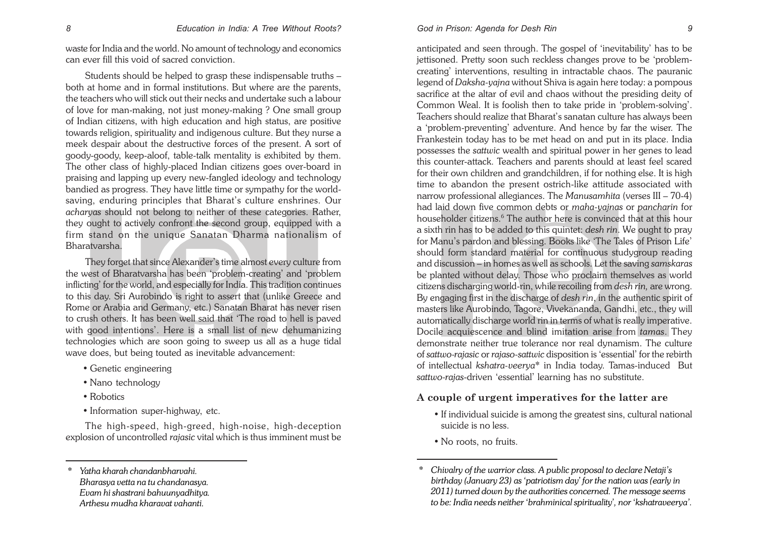waste for India and the world. No amount of technology and economics can ever fill this void of sacred conviction.

Students should be helped to grasp these indispensable truths – both at home and in formal institutions. But where are the parents, the teachers who will stick out their necks and undertake such a labour of love for man-making, not just money-making ? One small group of Indian citizens, with high education and high status, are positive towards religion, spirituality and indigenous culture. But they nurse a meek despair about the destructive forces of the present. A sort of goody-goody, keep-aloof, table-talk mentality is exhibited by them. The other class of highly-placed Indian citizens goes over-board in praising and lapping up every new-fangled ideology and technology bandied as progress. They have little time or sympathy for the world-saving, enduring principles that Bharat's culture enshrines. Our *acharyas* should not belong to neither of these categories. Rather, they ought to actively confront the second group, equipped with a firm stand on the unique Sanatan Dharma nationalism of Bharatvarsha.

They forget that since Alexander's time almost every culture from the west of Bharatvarsha has been 'problem-creating' and 'problem inflicting' for the world, and especially for India. This tradition continues to this day. Sri Aurobindo is right to assert that (unlike Greece and Rome or Arabia and Germany, etc.) Sanatan Bharat has never risen to crush others. It has been well said that 'The road to hell is paved with good intentions'. Here is a small list of new dehumanizing technologies which are soon going to sweep us all as a huge tidal wave does, but being touted as inevitable advancement:

- Genetic engineering
- Nano technology
- Robotics
- Information super-highway, etc.

The high-speed, high-greed, high-noise, high-deception explosion of uncontrolled *rajasic* vital which is thus imminent must be anticipated and seen through. The gospel of 'inevitability' has to be jettisoned. Pretty soon such reckless changes prove to be 'problem-creating' interventions, resulting in intractable chaos. The pauranic legend of *Daksha-yajna* without Shiva is again here today: a pompous sacrifice at the altar of evil and chaos without the presiding deity of Common Weal. It is foolish then to take pride in 'problem-solving'. Teachers should realize that Bharat's sanatan culture has always been a 'problem-preventing' adventure. And hence by far the wiser. The Frankestein today has to be met head on and put in its place. India possesses the *sattwic* wealth and spiritual power in her genes to lead this counter-attack. Teachers and parents should at least feel scared for their own children and grandchildren, if for nothing else. It is high time to abandon the present ostrich-like attitude associated with narrow professional allegiances. The *Manusamhita* (verses III – 70-4) had laid down five common debts or *maha-yajnas* or *pancharin* for householder citizens.[6] The author here is convinced that at this hour a sixth rin has to be added to this quintet: *desh rin*. We ought to pray for Manu's pardon and blessing. Books like 'The Tales of Prison Life' should form standard material for continuous studygroup reading and discussion – in homes as well as schools. Let the saving *samskaras* be planted without delay. Those who proclaim themselves as world citizens discharging world-rin, while recoiling from *desh rin,* are wrong. By engaging first in the discharge of *desh rin*, in the authentic spirit of masters like Aurobindo, Tagore, Vivekananda, Gandhi, etc., they will automatically discharge world rin in terms of what is really imperative. Docile acquiescence and blind imitation arise from *tamas*. They demonstrate neither true tolerance nor real dynamism. The culture of *sattwo-rajasic* or *rajaso-sattwic* disposition is 'essential' for the rebirth of intellectual *kshatra-veerya*\* in India today. Tamas-induced But *sattwo-rajas*-driven 'essential' learning has no substitute.

### A couple of urgent imperatives for the latter are

- If individual suicide is among the greatest sins, cultural national suicide is no less.
- No roots, no fruits.

---

\* *Yatha kharah chandanbharvahi.*
*Bharasya vetta na tu chandanasya.*
*Evam hi shastrani bahuunyadhitya.*
*Arthesu mudha kharavat vahanti.*

\* *Chivalry of the warrior class. A public proposal to declare Netaji's birthday (January 23) as 'patriotism day' for the nation was (early in 2011) turned down by the authorities concerned. The message seems to be: India needs neither 'brahminical spirituality', nor 'kshatraveerya'.*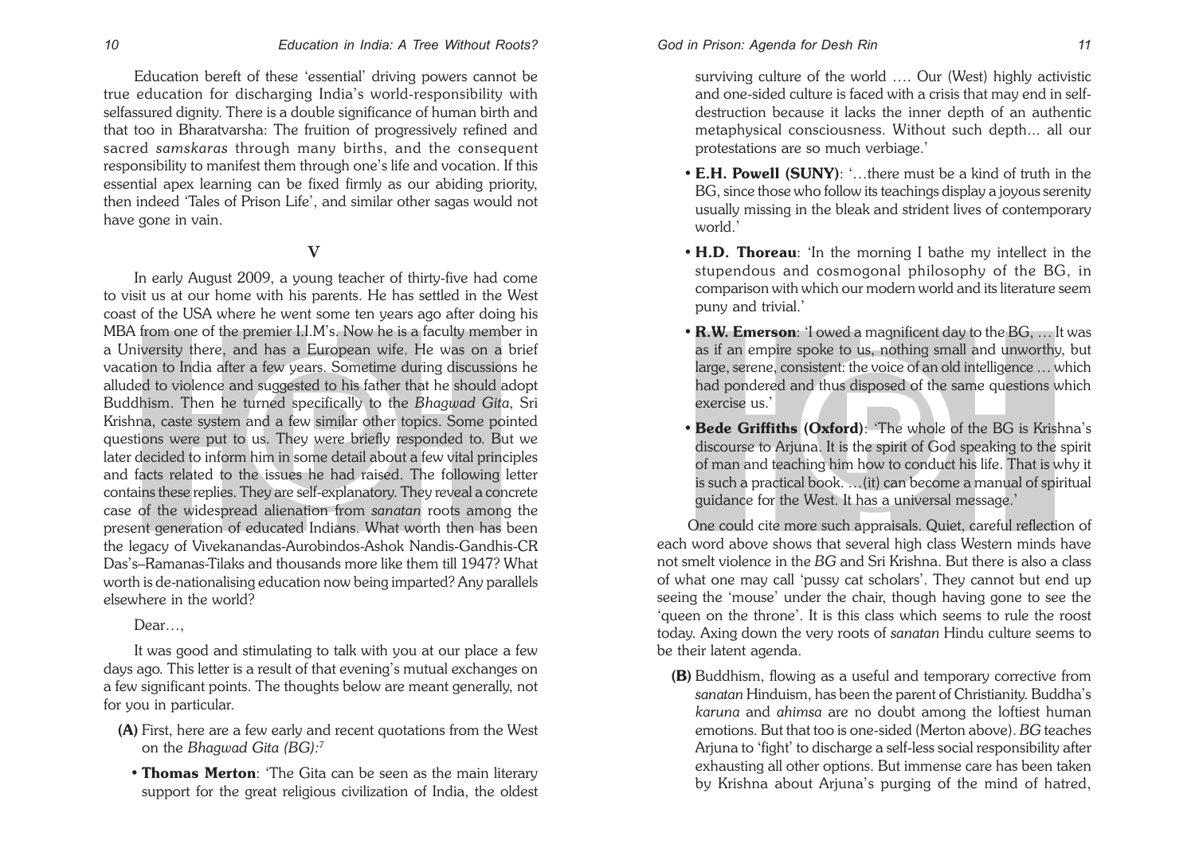Education bereft of these 'essential' driving powers cannot be true education for discharging India's world-responsibility with selfassured dignity. There is a double significance of human birth and that too in Bharatvarsha: The fruition of progressively refined and sacred *samskaras* through many births, and the consequent responsibility to manifest them through one's life and vocation. If this essential apex learning can be fixed firmly as our abiding priority, then indeed 'Tales of Prison Life', and similar other sagas would not have gone in vain.

## V

In early August 2009, a young teacher of thirty-five had come to visit us at our home with his parents. He has settled in the West coast of the USA where he went some ten years ago after doing his MBA from one of the premier I.I.M's. Now he is a faculty member in a University there, and has a European wife. He was on a brief vacation to India after a few years. Sometime during discussions he alluded to violence and suggested to his father that he should adopt Buddhism. Then he turned specifically to the *Bhagwad Gita*, Sri Krishna, caste system and a few similar other topics. Some pointed questions were put to us. They were briefly responded to. But we later decided to inform him in some detail about a few vital principles and facts related to the issues he had raised. The following letter contains these replies. They are self-explanatory. They reveal a concrete case of the widespread alienation from *sanatan* roots among the present generation of educated Indians. What worth then has been the legacy of Vivekanandas-Aurobindos-Ashok Nandis-Gandhis-CR Das's–Ramanas-Tilaks and thousands more like them till 1947? What worth is de-nationalising education now being imparted? Any parallels elsewhere in the world?

Dear…,

It was good and stimulating to talk with you at our place a few days ago. This letter is a result of that evening's mutual exchanges on a few significant points. The thoughts below are meant generally, not for you in particular.

**(A)** First, here are a few early and recent quotations from the West on the *Bhagwad Gita (BG)*:[7]

- **Thomas Merton**: 'The Gita can be seen as the main literary support for the great religious civilization of India, the oldest surviving culture of the world …. Our (West) highly activistic and one-sided culture is faced with a crisis that may end in self-destruction because it lacks the inner depth of an authentic metaphysical consciousness. Without such depth… all our protestations are so much verbiage.'
- **E.H. Powell (SUNY)**: '…there must be a kind of truth in the BG, since those who follow its teachings display a joyous serenity usually missing in the bleak and strident lives of contemporary world.'
- **H.D. Thoreau**: 'In the morning I bathe my intellect in the stupendous and cosmogonal philosophy of the BG, in comparison with which our modern world and its literature seem puny and trivial.'
- **R.W. Emerson**: 'I owed a magnificent day to the BG, … It was as if an empire spoke to us, nothing small and unworthy, but large, serene, consistent: the voice of an old intelligence … which had pondered and thus disposed of the same questions which exercise us.'
- **Bede Griffiths (Oxford)**: 'The whole of the BG is Krishna's discourse to Arjuna. It is the spirit of God speaking to the spirit of man and teaching him how to conduct his life. That is why it is such a practical book. …(it) can become a manual of spiritual guidance for the West. It has a universal message.'

One could cite more such appraisals. Quiet, careful reflection of each word above shows that several high class Western minds have not smelt violence in the *BG* and Sri Krishna. But there is also a class of what one may call 'pussy cat scholars'. They cannot but end up seeing the 'mouse' under the chair, though having gone to see the 'queen on the throne'. It is this class which seems to rule the roost today. Axing down the very roots of *sanatan* Hindu culture seems to be their latent agenda.

**(B)** Buddhism, flowing as a useful and temporary corrective from *sanatan* Hinduism, has been the parent of Christianity. Buddha's *karuna* and *ahimsa* are no doubt among the loftiest human emotions. But that too is one-sided (Merton above). *BG* teaches Arjuna to 'fight' to discharge a self-less social responsibility after exhausting all other options. But immense care has been taken by Krishna about Arjuna's purging of the mind of hatred,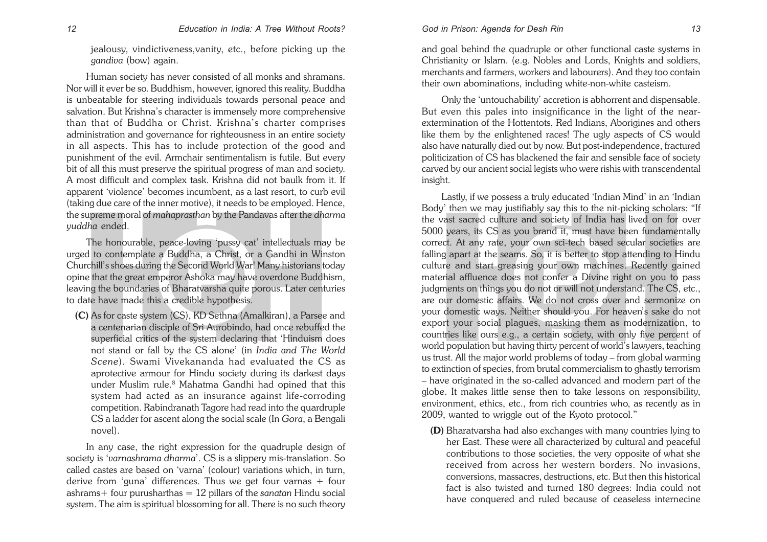jealousy, vindictiveness,vanity, etc., before picking up the *gandiva* (bow) again.

Human society has never consisted of all monks and shramans. Nor will it ever be so. Buddhism, however, ignored this reality. Buddha is unbeatable for steering individuals towards personal peace and salvation. But Krishna's character is immensely more comprehensive than that of Buddha or Christ. Krishna's charter comprises administration and governance for righteousness in an entire society in all aspects. This has to include protection of the good and punishment of the evil. Armchair sentimentalism is futile. But every bit of all this must preserve the spiritual progress of man and society. A most difficult and complex task. Krishna did not baulk from it. If apparent 'violence' becomes incumbent, as a last resort, to curb evil (taking due care of the inner motive), it needs to be employed. Hence, the supreme moral of *mahaprasthan* by the Pandavas after the *dharma yuddha* ended.

The honourable, peace-loving 'pussy cat' intellectuals may be urged to contemplate a Buddha, a Christ, or a Gandhi in Winston Churchill's shoes during the Second World War! Many historians today opine that the great emperor Ashoka may have overdone Buddhism, leaving the boundaries of Bharatvarsha quite porous. Later centuries to date have made this a credible hypothesis.

**(C)** As for caste system (CS), KD Sethna (Amalkiran), a Parsee and a centenarian disciple of Sri Aurobindo, had once rebuffed the superficial critics of the system declaring that 'Hinduism does not stand or fall by the CS alone' (in *India and The World Scene*). Swami Vivekananda had evaluated the CS as aprotective armour for Hindu society during its darkest days under Muslim rule.[8] Mahatma Gandhi had opined that this system had acted as an insurance against life-corroding competition. Rabindranath Tagore had read into the quadruple CS a ladder for ascent along the social scale (In *Gora*, a Bengali novel).

In any case, the right expression for the quadruple design of society is '*varnashrama dharma*'. CS is a slippery mis-translation. So called castes are based on 'varna' (colour) variations which, in turn, derive from 'guna' differences. Thus we get four varnas + four ashrams+ four purusharthas = 12 pillars of the *sanatan* Hindu social system. The aim is spiritual blossoming for all. There is no such theory and goal behind the quadruple or other functional caste systems in Christianity or Islam. (e.g. Nobles and Lords, Knights and soldiers, merchants and farmers, workers and labourers). And they too contain their own abominations, including white-non-white casteism.

Only the 'untouchability' accretion is abhorrent and dispensable. But even this pales into insignificance in the light of the near-extermination of the Hottentots, Red Indians, Aborigines and others like them by the enlightened races! The ugly aspects of CS would also have naturally died out by now. But post-independence, fractured politicization of CS has blackened the fair and sensible face of society carved by our ancient social legists who were rishis with transcendental insight.

Lastly, if we possess a truly educated 'Indian Mind' in an 'Indian Body' then we may justifiably say this to the nit-picking scholars: "If the vast sacred culture and society of India has lived on for over 5000 years, its CS as you brand it, must have been fundamentally correct. At any rate, your own sci-tech based secular societies are falling apart at the seams. So, it is better to stop attending to Hindu culture and start greasing your own machines. Recently gained material affluence does not confer a Divine right on you to pass judgments on things you do not or will not understand. The CS, etc., are our domestic affairs. We do not cross over and sermonize on your domestic ways. Neither should you. For heaven's sake do not export your social plagues, masking them as modernization, to countries like ours e.g., a certain society, with only five percent of world population but having thirty percent of world's lawyers, teaching us trust. All the major world problems of today – from global warming to extinction of species, from brutal commercialism to ghastly terrorism – have originated in the so-called advanced and modern part of the globe. It makes little sense then to take lessons on responsibility, environment, ethics, etc., from rich countries who, as recently as in 2009, wanted to wriggle out of the Kyoto protocol."

**(D)** Bharatvarsha had also exchanges with many countries lying to her East. These were all characterized by cultural and peaceful contributions to those societies, the very opposite of what she received from across her western borders. No invasions, conversions, massacres, destructions, etc. But then this historical fact is also twisted and turned 180 degrees: India could not have conquered and ruled because of ceaseless internecine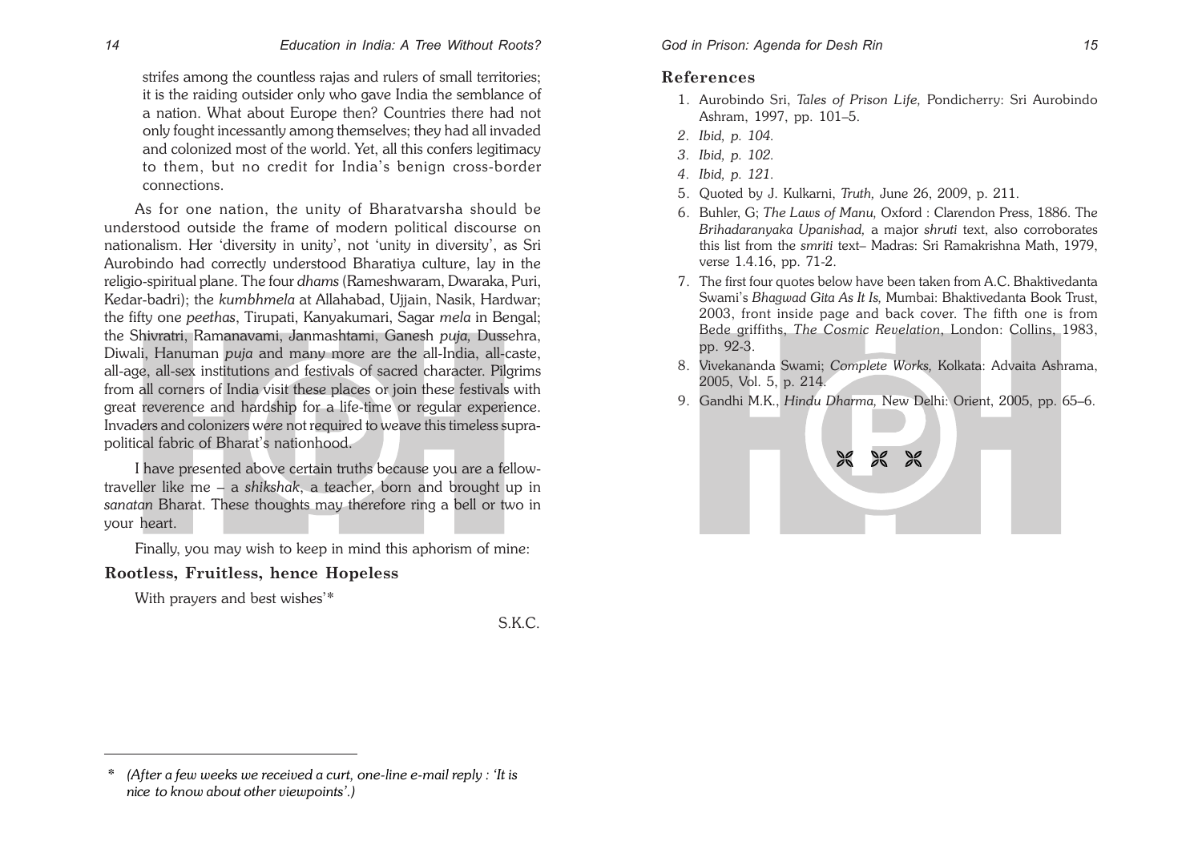strifes among the countless rajas and rulers of small territories; it is the raiding outsider only who gave India the semblance of a nation. What about Europe then? Countries there had not only fought incessantly among themselves; they had all invaded and colonized most of the world. Yet, all this confers legitimacy to them, but no credit for India's benign cross-border connections.

As for one nation, the unity of Bharatvarsha should be understood outside the frame of modern political discourse on nationalism. Her 'diversity in unity', not 'unity in diversity', as Sri Aurobindo had correctly understood Bharatiya culture, lay in the religio-spiritual plane. The four *dhams* (Rameshwaram, Dwaraka, Puri, Kedar-badri); the *kumbhmela* at Allahabad, Ujjain, Nasik, Hardwar; the fifty one *peethas*, Tirupati, Kanyakumari, Sagar *mela* in Bengal; the Shivratri, Ramanavami, Janmashtami, Ganesh *puja*, Dussehra, Diwali, Hanuman *puja* and many more are the all-India, all-caste, all-age, all-sex institutions and festivals of sacred character. Pilgrims from all corners of India visit these places or join these festivals with great reverence and hardship for a life-time or regular experience. Invaders and colonizers were not required to weave this timeless supra-political fabric of Bharat's nationhood.

I have presented above certain truths because you are a fellow-traveller like me – a *shikshak*, a teacher, born and brought up in *sanatan* Bharat. These thoughts may therefore ring a bell or two in your heart.

Finally, you may wish to keep in mind this aphorism of mine:

**Rootless, Fruitless, hence Hopeless**

With prayers and best wishes'*

S.K.C.

\* *(After a few weeks we received a curt, one-line e-mail reply : 'It is nice to know about other viewpoints'.)*

## References

1. Aurobindo Sri, *Tales of Prison Life,* Pondicherry: Sri Aurobindo Ashram, 1997, pp. 101–5.
2. *Ibid, p. 104.*
3. *Ibid, p. 102.*
4. *Ibid, p. 121.*
5. Quoted by J. Kulkarni, *Truth,* June 26, 2009, p. 211.
6. Buhler, G; *The Laws of Manu,* Oxford : Clarendon Press, 1886. The *Brihadaranyaka Upanishad,* a major *shruti* text, also corroborates this list from the *smriti* text– Madras: Sri Ramakrishna Math, 1979, verse 1.4.16, pp. 71-2.
7. The first four quotes below have been taken from A.C. Bhaktivedanta Swami's *Bhagwad Gita As It Is,* Mumbai: Bhaktivedanta Book Trust, 2003, front inside page and back cover. The fifth one is from Bede griffiths, *The Cosmic Revelation*, London: Collins, 1983, pp. 92-3.
8. Vivekananda Swami; *Complete Works,* Kolkata: Advaita Ashrama, 2005, Vol. 5, p. 214.
9. Gandhi M.K., *Hindu Dharma,* New Delhi: Orient, 2005, pp. 65–6.